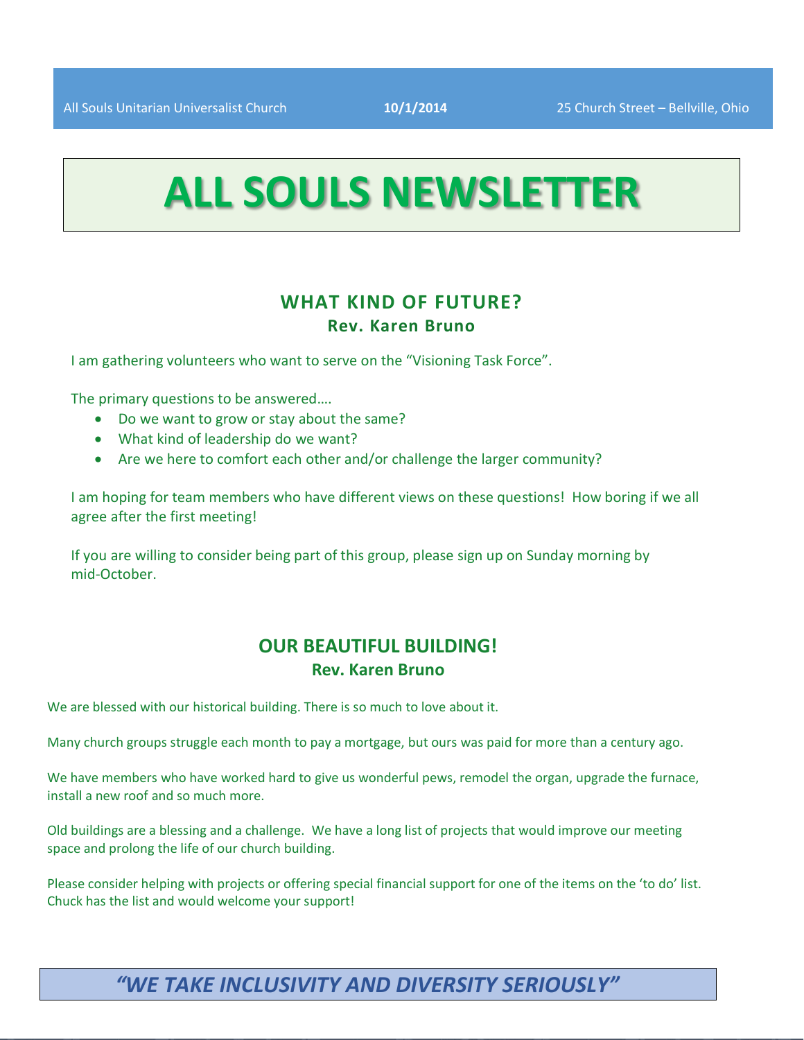All Souls Unitarian Universalist Church **10/1/2014** 25 Church Street – Bellville, Ohio

# ALL SOULS NEWSLETTER

## WHAT KIND OF FUTURE?

**Rev. Karen Bruno**

I am gathering volunteers who want to serve on the "Visioning Task Force".

The primary questions to be answered….

- Do we want to grow or stay about the same?
- What kind of leadership do we want?
- Are we here to comfort each other and/or challenge the larger community?

I am hoping for team members who have different views on these questions! How boring if we all agree after the first meeting!

If you are willing to consider being part of this group, please sign up on Sunday morning by mid-October.

## OUR BEAUTIFUL BUILDING!

**Rev. Karen Bruno**

We are blessed with our historical building. There is so much to love about it.

Many church groups struggle each month to pay a mortgage, but ours was paid for more than a century ago.

We have members who have worked hard to give us wonderful pews, remodel the organ, upgrade the furnace, install a new roof and so much more.

Old buildings are a blessing and a challenge. We have a long list of projects that would improve our meeting space and prolong the life of our church building.

Please consider helping with projects or offering special financial support for one of the items on the 'to do' list. Chuck has the list and would welcome your support!

***"WE TAKE INCLUSIVITY AND DIVERSITY SERIOUSLY"***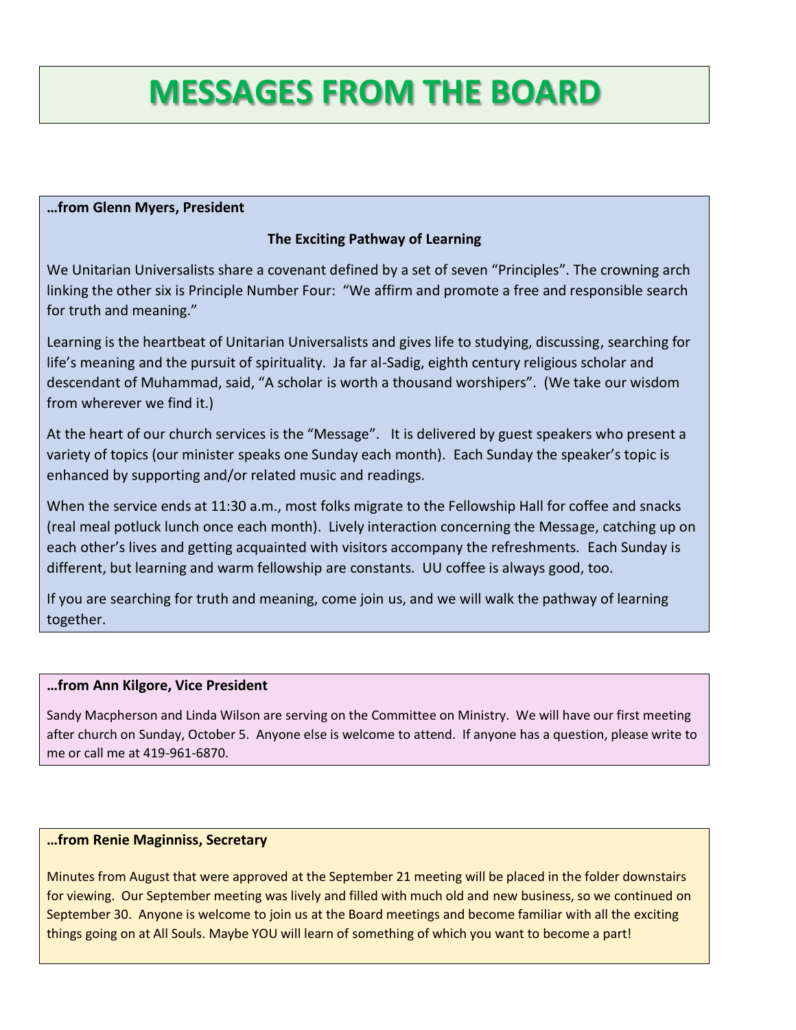# MESSAGES FROM THE BOARD

**…from Glenn Myers, President**

**The Exciting Pathway of Learning**

We Unitarian Universalists share a covenant defined by a set of seven "Principles". The crowning arch linking the other six is Principle Number Four: "We affirm and promote a free and responsible search for truth and meaning."

Learning is the heartbeat of Unitarian Universalists and gives life to studying, discussing, searching for life's meaning and the pursuit of spirituality. Ja far al-Sadig, eighth century religious scholar and descendant of Muhammad, said, "A scholar is worth a thousand worshipers". (We take our wisdom from wherever we find it.)

At the heart of our church services is the "Message". It is delivered by guest speakers who present a variety of topics (our minister speaks one Sunday each month). Each Sunday the speaker's topic is enhanced by supporting and/or related music and readings.

When the service ends at 11:30 a.m., most folks migrate to the Fellowship Hall for coffee and snacks (real meal potluck lunch once each month). Lively interaction concerning the Message, catching up on each other's lives and getting acquainted with visitors accompany the refreshments. Each Sunday is different, but learning and warm fellowship are constants. UU coffee is always good, too.

If you are searching for truth and meaning, come join us, and we will walk the pathway of learning together.

**…from Ann Kilgore, Vice President**

Sandy Macpherson and Linda Wilson are serving on the Committee on Ministry. We will have our first meeting after church on Sunday, October 5. Anyone else is welcome to attend. If anyone has a question, please write to me or call me at 419-961-6870.

**…from Renie Maginniss, Secretary**

Minutes from August that were approved at the September 21 meeting will be placed in the folder downstairs for viewing. Our September meeting was lively and filled with much old and new business, so we continued on September 30. Anyone is welcome to join us at the Board meetings and become familiar with all the exciting things going on at All Souls. Maybe YOU will learn of something of which you want to become a part!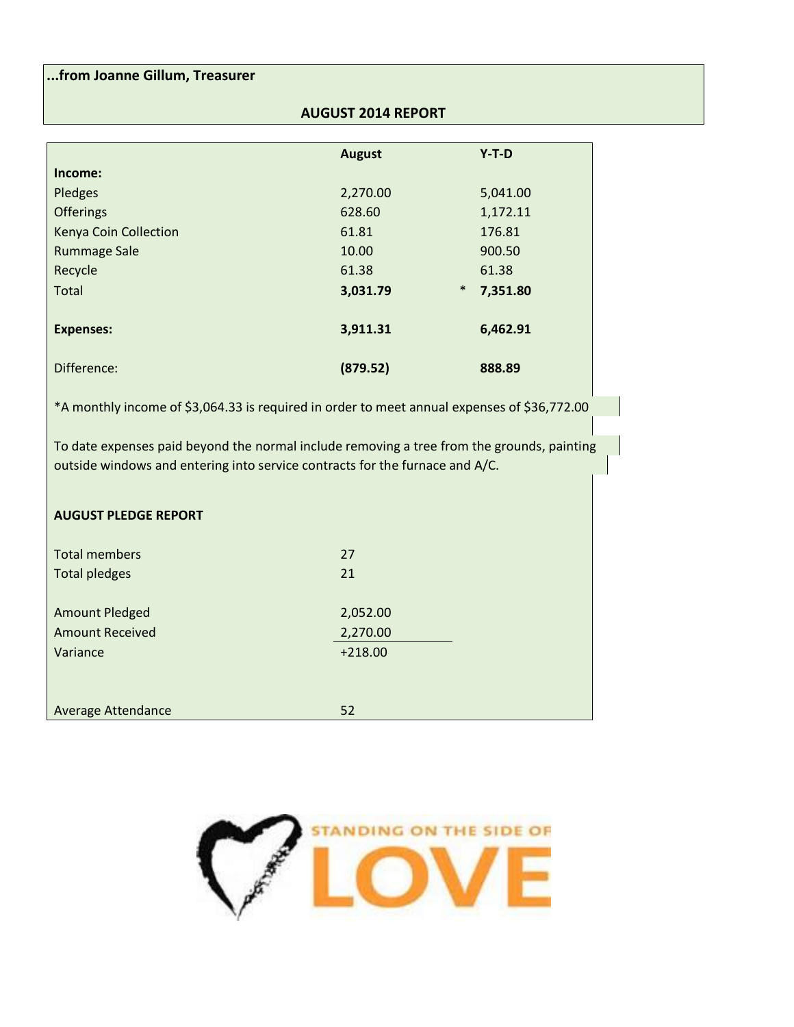**...from Joanne Gillum, Treasurer**

**AUGUST 2014 REPORT**

| | **August** | **Y-T-D** |
|---|---|---|
| **Income:** | | |
| Pledges | 2,270.00 | 5,041.00 |
| Offerings | 628.60 | 1,172.11 |
| Kenya Coin Collection | 61.81 | 176.81 |
| Rummage Sale | 10.00 | 900.50 |
| Recycle | 61.38 | 61.38 |
| Total | **3,031.79** | * **7,351.80** |
| **Expenses:** | **3,911.31** | **6,462.91** |
| Difference: | **(879.52)** | **888.89** |

*A monthly income of $3,064.33 is required in order to meet annual expenses of $36,772.00

To date expenses paid beyond the normal include removing a tree from the grounds, painting outside windows and entering into service contracts for the furnace and A/C.

**AUGUST PLEDGE REPORT**

| | |
|---|---|
| Total members | 27 |
| Total pledges | 21 |
| Amount Pledged | 2,052.00 |
| Amount Received | 2,270.00 |
| Variance | +218.00 |
| Average Attendance | 52 |

STANDING ON THE SIDE OF LOVE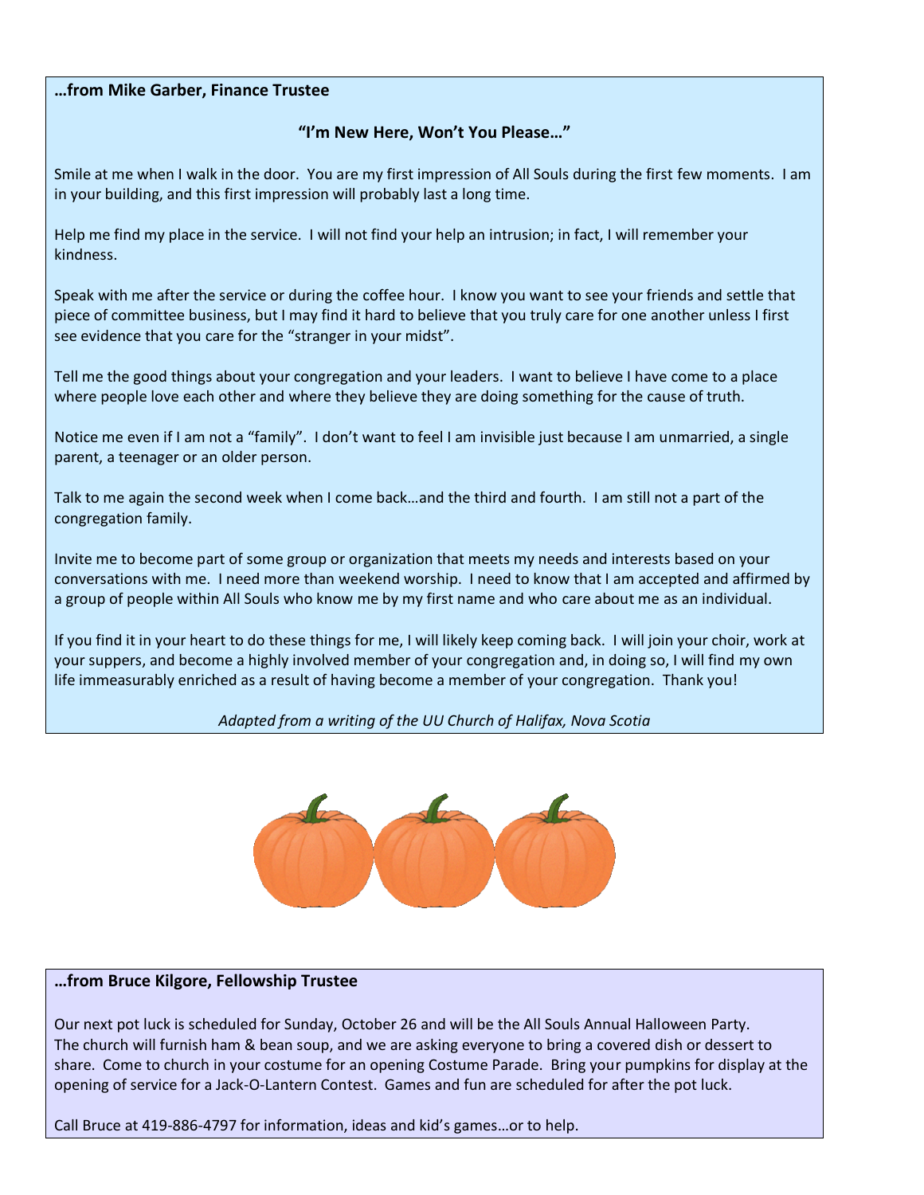**…from Mike Garber, Finance Trustee**

**"I'm New Here, Won't You Please…"**

Smile at me when I walk in the door. You are my first impression of All Souls during the first few moments. I am in your building, and this first impression will probably last a long time.

Help me find my place in the service. I will not find your help an intrusion; in fact, I will remember your kindness.

Speak with me after the service or during the coffee hour. I know you want to see your friends and settle that piece of committee business, but I may find it hard to believe that you truly care for one another unless I first see evidence that you care for the "stranger in your midst".

Tell me the good things about your congregation and your leaders. I want to believe I have come to a place where people love each other and where they believe they are doing something for the cause of truth.

Notice me even if I am not a "family". I don't want to feel I am invisible just because I am unmarried, a single parent, a teenager or an older person.

Talk to me again the second week when I come back…and the third and fourth. I am still not a part of the congregation family.

Invite me to become part of some group or organization that meets my needs and interests based on your conversations with me. I need more than weekend worship. I need to know that I am accepted and affirmed by a group of people within All Souls who know me by my first name and who care about me as an individual.

If you find it in your heart to do these things for me, I will likely keep coming back. I will join your choir, work at your suppers, and become a highly involved member of your congregation and, in doing so, I will find my own life immeasurably enriched as a result of having become a member of your congregation. Thank you!

*Adapted from a writing of the UU Church of Halifax, Nova Scotia*

**…from Bruce Kilgore, Fellowship Trustee**

Our next pot luck is scheduled for Sunday, October 26 and will be the All Souls Annual Halloween Party. The church will furnish ham & bean soup, and we are asking everyone to bring a covered dish or dessert to share. Come to church in your costume for an opening Costume Parade. Bring your pumpkins for display at the opening of service for a Jack-O-Lantern Contest. Games and fun are scheduled for after the pot luck.

Call Bruce at 419-886-4797 for information, ideas and kid's games…or to help.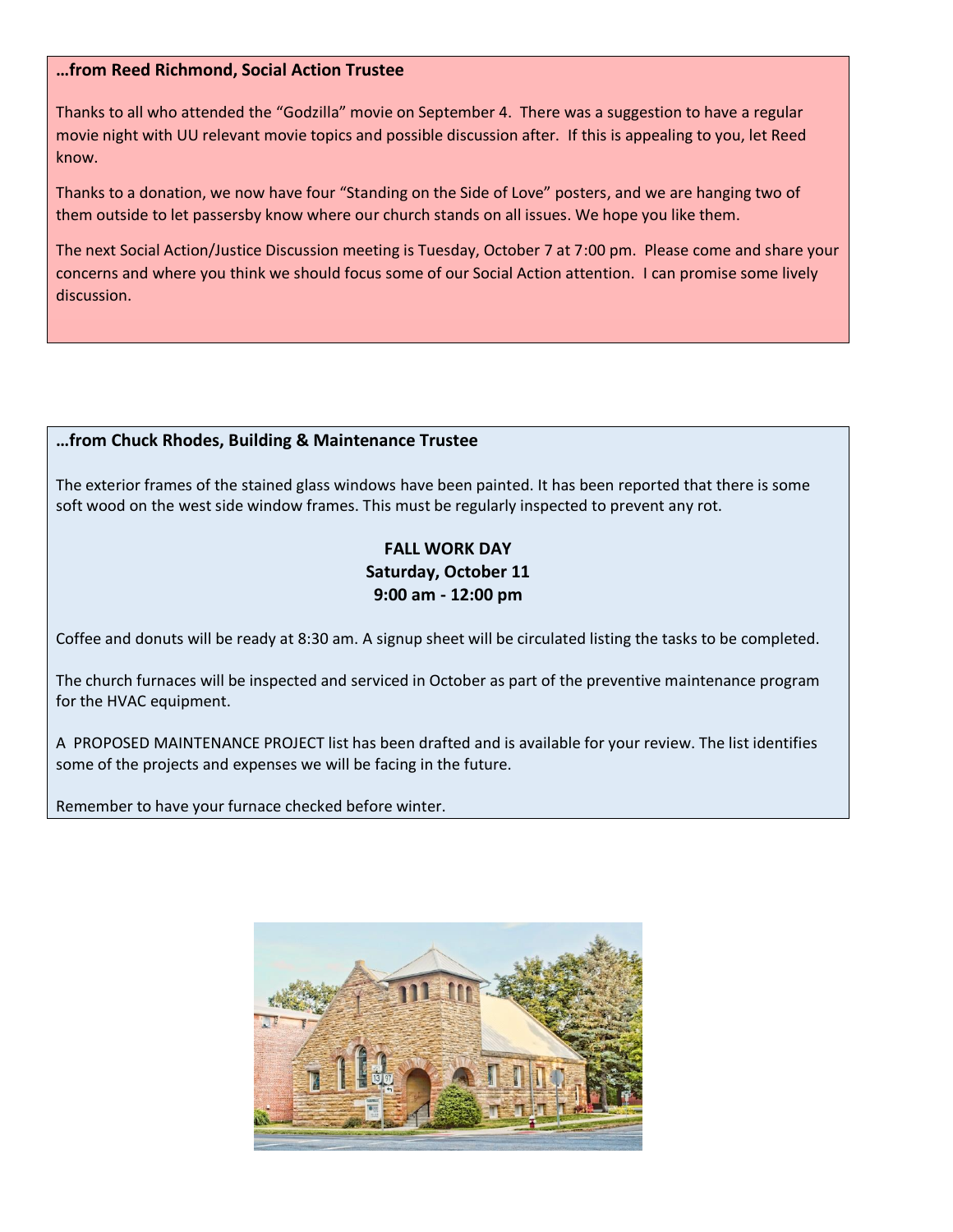**…from Reed Richmond, Social Action Trustee**

Thanks to all who attended the "Godzilla" movie on September 4. There was a suggestion to have a regular movie night with UU relevant movie topics and possible discussion after. If this is appealing to you, let Reed know.

Thanks to a donation, we now have four "Standing on the Side of Love" posters, and we are hanging two of them outside to let passersby know where our church stands on all issues. We hope you like them.

The next Social Action/Justice Discussion meeting is Tuesday, October 7 at 7:00 pm. Please come and share your concerns and where you think we should focus some of our Social Action attention. I can promise some lively discussion.

**…from Chuck Rhodes, Building & Maintenance Trustee**

The exterior frames of the stained glass windows have been painted. It has been reported that there is some soft wood on the west side window frames. This must be regularly inspected to prevent any rot.

**FALL WORK DAY**
**Saturday, October 11**
**9:00 am - 12:00 pm**

Coffee and donuts will be ready at 8:30 am. A signup sheet will be circulated listing the tasks to be completed.

The church furnaces will be inspected and serviced in October as part of the preventive maintenance program for the HVAC equipment.

A PROPOSED MAINTENANCE PROJECT list has been drafted and is available for your review. The list identifies some of the projects and expenses we will be facing in the future.

Remember to have your furnace checked before winter.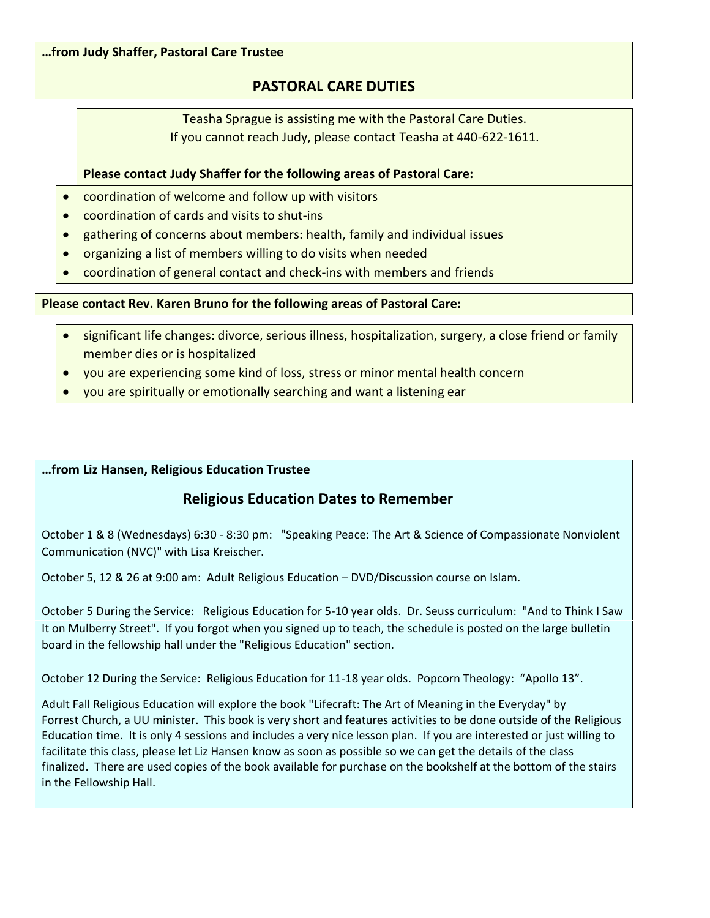**…from Judy Shaffer, Pastoral Care Trustee**

## PASTORAL CARE DUTIES

Teasha Sprague is assisting me with the Pastoral Care Duties.
If you cannot reach Judy, please contact Teasha at 440-622-1611.

**Please contact Judy Shaffer for the following areas of Pastoral Care:**

- coordination of welcome and follow up with visitors
- coordination of cards and visits to shut-ins
- gathering of concerns about members: health, family and individual issues
- organizing a list of members willing to do visits when needed
- coordination of general contact and check-ins with members and friends

**Please contact Rev. Karen Bruno for the following areas of Pastoral Care:**

- significant life changes: divorce, serious illness, hospitalization, surgery, a close friend or family member dies or is hospitalized
- you are experiencing some kind of loss, stress or minor mental health concern
- you are spiritually or emotionally searching and want a listening ear

**…from Liz Hansen, Religious Education Trustee**

## Religious Education Dates to Remember

October 1 & 8 (Wednesdays) 6:30 - 8:30 pm: "Speaking Peace: The Art & Science of Compassionate Nonviolent Communication (NVC)" with Lisa Kreischer.

October 5, 12 & 26 at 9:00 am: Adult Religious Education – DVD/Discussion course on Islam.

October 5 During the Service: Religious Education for 5-10 year olds. Dr. Seuss curriculum: "And to Think I Saw It on Mulberry Street". If you forgot when you signed up to teach, the schedule is posted on the large bulletin board in the fellowship hall under the "Religious Education" section.

October 12 During the Service: Religious Education for 11-18 year olds. Popcorn Theology: "Apollo 13".

Adult Fall Religious Education will explore the book "Lifecraft: The Art of Meaning in the Everyday" by Forrest Church, a UU minister. This book is very short and features activities to be done outside of the Religious Education time. It is only 4 sessions and includes a very nice lesson plan. If you are interested or just willing to facilitate this class, please let Liz Hansen know as soon as possible so we can get the details of the class finalized. There are used copies of the book available for purchase on the bookshelf at the bottom of the stairs in the Fellowship Hall.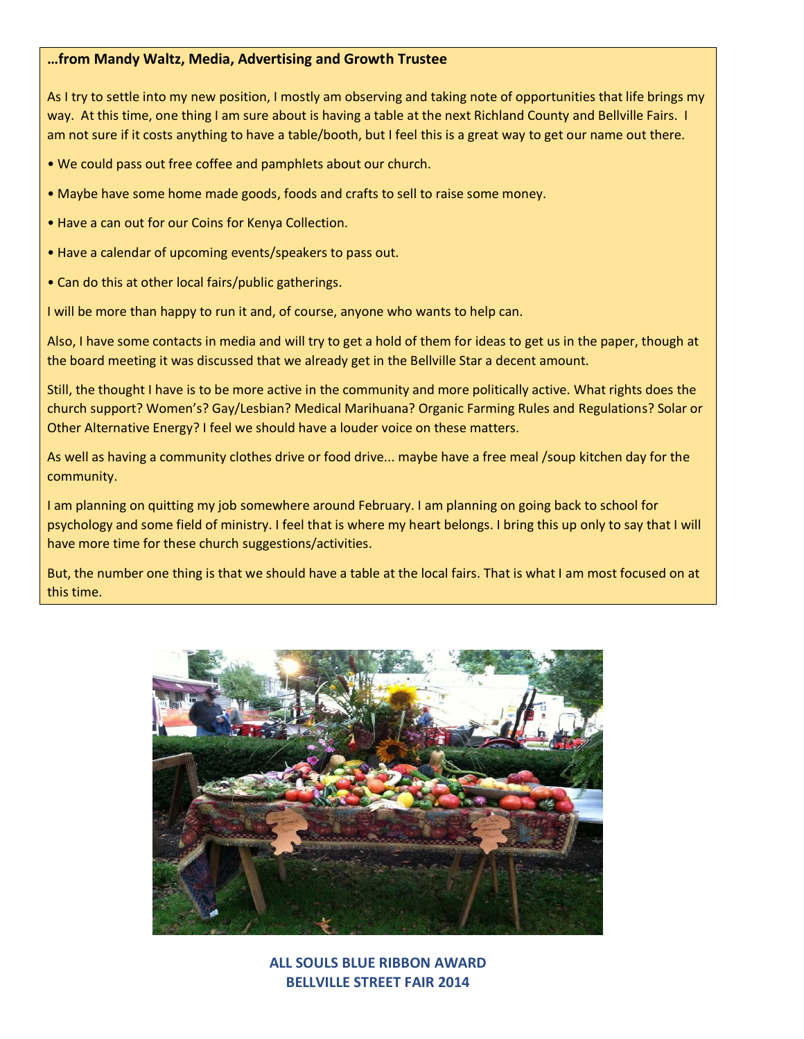**…from Mandy Waltz, Media, Advertising and Growth Trustee**

As I try to settle into my new position, I mostly am observing and taking note of opportunities that life brings my way. At this time, one thing I am sure about is having a table at the next Richland County and Bellville Fairs. I am not sure if it costs anything to have a table/booth, but I feel this is a great way to get our name out there.

- We could pass out free coffee and pamphlets about our church.
- Maybe have some home made goods, foods and crafts to sell to raise some money.
- Have a can out for our Coins for Kenya Collection.
- Have a calendar of upcoming events/speakers to pass out.
- Can do this at other local fairs/public gatherings.

I will be more than happy to run it and, of course, anyone who wants to help can.

Also, I have some contacts in media and will try to get a hold of them for ideas to get us in the paper, though at the board meeting it was discussed that we already get in the Bellville Star a decent amount.

Still, the thought I have is to be more active in the community and more politically active. What rights does the church support? Women's? Gay/Lesbian? Medical Marihuana? Organic Farming Rules and Regulations? Solar or Other Alternative Energy? I feel we should have a louder voice on these matters.

As well as having a community clothes drive or food drive... maybe have a free meal /soup kitchen day for the community.

I am planning on quitting my job somewhere around February. I am planning on going back to school for psychology and some field of ministry. I feel that is where my heart belongs. I bring this up only to say that I will have more time for these church suggestions/activities.

But, the number one thing is that we should have a table at the local fairs. That is what I am most focused on at this time.

**ALL SOULS BLUE RIBBON AWARD**
**BELLVILLE STREET FAIR 2014**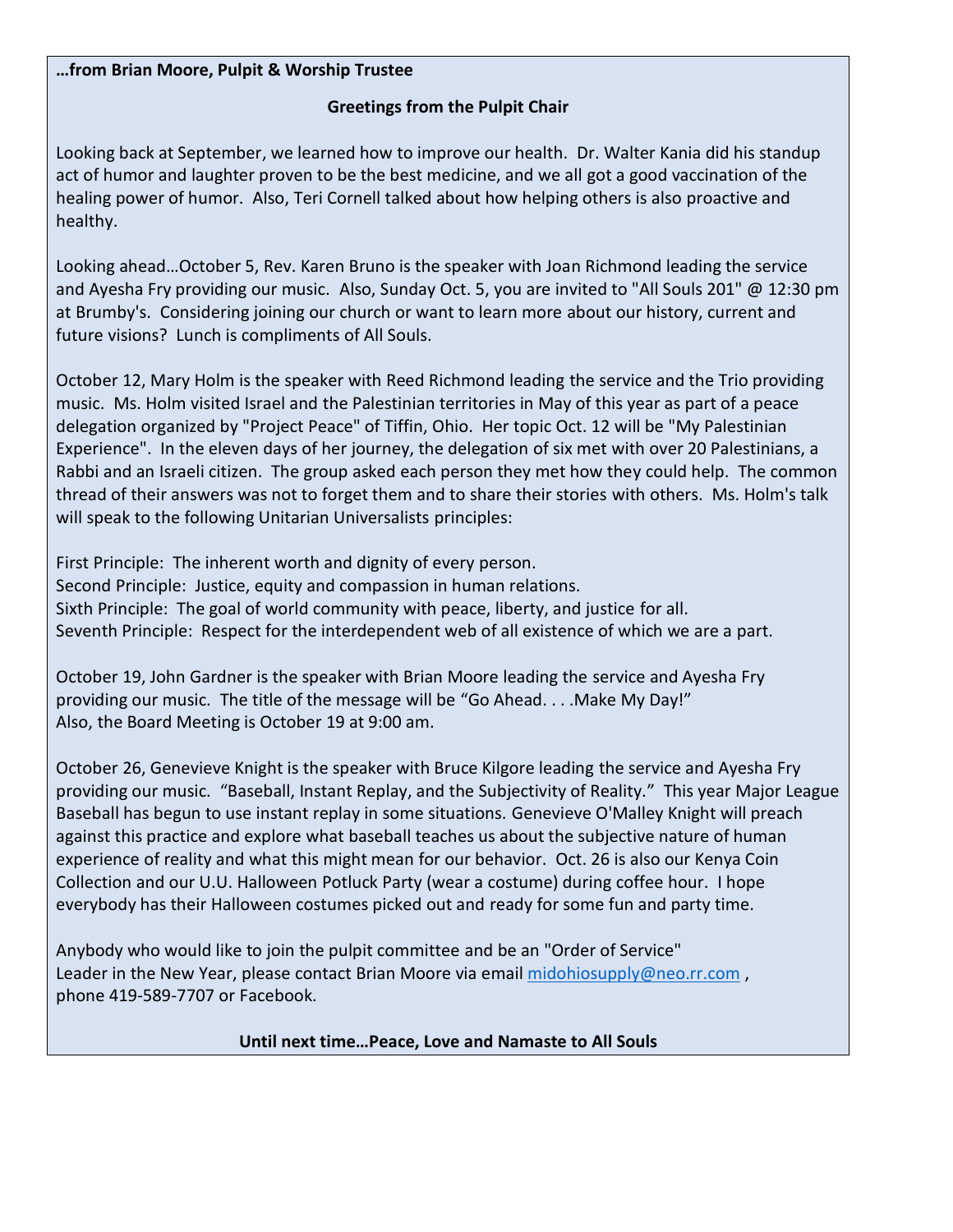**…from Brian Moore, Pulpit & Worship Trustee**

**Greetings from the Pulpit Chair**

Looking back at September, we learned how to improve our health. Dr. Walter Kania did his standup act of humor and laughter proven to be the best medicine, and we all got a good vaccination of the healing power of humor. Also, Teri Cornell talked about how helping others is also proactive and healthy.

Looking ahead…October 5, Rev. Karen Bruno is the speaker with Joan Richmond leading the service and Ayesha Fry providing our music. Also, Sunday Oct. 5, you are invited to "All Souls 201" @ 12:30 pm at Brumby's. Considering joining our church or want to learn more about our history, current and future visions? Lunch is compliments of All Souls.

October 12, Mary Holm is the speaker with Reed Richmond leading the service and the Trio providing music. Ms. Holm visited Israel and the Palestinian territories in May of this year as part of a peace delegation organized by "Project Peace" of Tiffin, Ohio. Her topic Oct. 12 will be "My Palestinian Experience". In the eleven days of her journey, the delegation of six met with over 20 Palestinians, a Rabbi and an Israeli citizen. The group asked each person they met how they could help. The common thread of their answers was not to forget them and to share their stories with others. Ms. Holm's talk will speak to the following Unitarian Universalists principles:

First Principle: The inherent worth and dignity of every person.
Second Principle: Justice, equity and compassion in human relations.
Sixth Principle: The goal of world community with peace, liberty, and justice for all.
Seventh Principle: Respect for the interdependent web of all existence of which we are a part.

October 19, John Gardner is the speaker with Brian Moore leading the service and Ayesha Fry providing our music. The title of the message will be "Go Ahead. . . .Make My Day!"
Also, the Board Meeting is October 19 at 9:00 am.

October 26, Genevieve Knight is the speaker with Bruce Kilgore leading the service and Ayesha Fry providing our music. "Baseball, Instant Replay, and the Subjectivity of Reality." This year Major League Baseball has begun to use instant replay in some situations. Genevieve O'Malley Knight will preach against this practice and explore what baseball teaches us about the subjective nature of human experience of reality and what this might mean for our behavior. Oct. 26 is also our Kenya Coin Collection and our U.U. Halloween Potluck Party (wear a costume) during coffee hour. I hope everybody has their Halloween costumes picked out and ready for some fun and party time.

Anybody who would like to join the pulpit committee and be an "Order of Service" Leader in the New Year, please contact Brian Moore via email midohiosupply@neo.rr.com , phone 419-589-7707 or Facebook.

**Until next time…Peace, Love and Namaste to All Souls**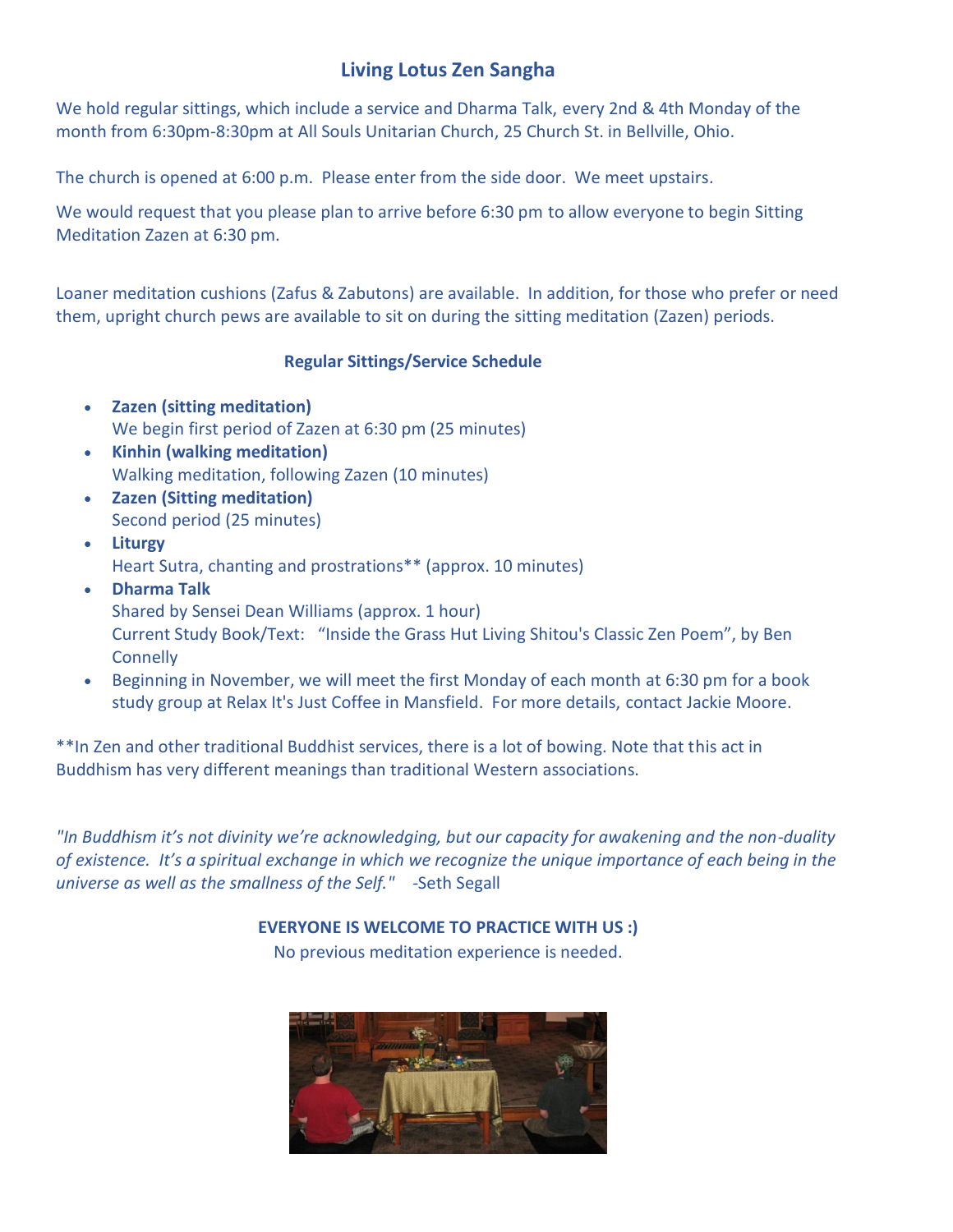## Living Lotus Zen Sangha

We hold regular sittings, which include a service and Dharma Talk, every 2nd & 4th Monday of the month from 6:30pm-8:30pm at All Souls Unitarian Church, 25 Church St. in Bellville, Ohio.

The church is opened at 6:00 p.m. Please enter from the side door. We meet upstairs.

We would request that you please plan to arrive before 6:30 pm to allow everyone to begin Sitting Meditation Zazen at 6:30 pm.

Loaner meditation cushions (Zafus & Zabutons) are available. In addition, for those who prefer or need them, upright church pews are available to sit on during the sitting meditation (Zazen) periods.

### Regular Sittings/Service Schedule

- **Zazen (sitting meditation)**
  We begin first period of Zazen at 6:30 pm (25 minutes)
- **Kinhin (walking meditation)**
  Walking meditation, following Zazen (10 minutes)
- **Zazen (Sitting meditation)**
  Second period (25 minutes)
- **Liturgy**
  Heart Sutra, chanting and prostrations** (approx. 10 minutes)
- **Dharma Talk**
  Shared by Sensei Dean Williams (approx. 1 hour)
  Current Study Book/Text: "Inside the Grass Hut Living Shitou's Classic Zen Poem", by Ben Connelly
- Beginning in November, we will meet the first Monday of each month at 6:30 pm for a book study group at Relax It's Just Coffee in Mansfield. For more details, contact Jackie Moore.

**In Zen and other traditional Buddhist services, there is a lot of bowing. Note that this act in Buddhism has very different meanings than traditional Western associations.

*"In Buddhism it's not divinity we're acknowledging, but our capacity for awakening and the non-duality of existence. It's a spiritual exchange in which we recognize the unique importance of each being in the universe as well as the smallness of the Self."* -Seth Segall

**EVERYONE IS WELCOME TO PRACTICE WITH US :)**

No previous meditation experience is needed.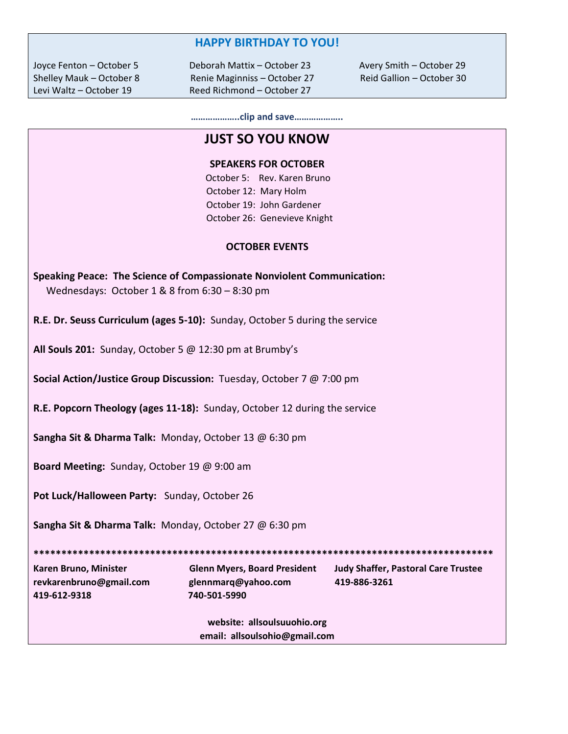## HAPPY BIRTHDAY TO YOU!

Joyce Fenton – October 5
Shelley Mauk – October 8
Levi Waltz – October 19
Deborah Mattix – October 23
Renie Maginniss – October 27
Reed Richmond – October 27
Avery Smith – October 29
Reid Gallion – October 30

**……………….clip and save………………..**

# JUST SO YOU KNOW

### SPEAKERS FOR OCTOBER

October 5: Rev. Karen Bruno
October 12: Mary Holm
October 19: John Gardener
October 26: Genevieve Knight

### OCTOBER EVENTS

**Speaking Peace: The Science of Compassionate Nonviolent Communication:**
Wednesdays: October 1 & 8 from 6:30 – 8:30 pm

**R.E. Dr. Seuss Curriculum (ages 5-10):** Sunday, October 5 during the service

**All Souls 201:** Sunday, October 5 @ 12:30 pm at Brumby's

**Social Action/Justice Group Discussion:** Tuesday, October 7 @ 7:00 pm

**R.E. Popcorn Theology (ages 11-18):** Sunday, October 12 during the service

**Sangha Sit & Dharma Talk:** Monday, October 13 @ 6:30 pm

**Board Meeting:** Sunday, October 19 @ 9:00 am

**Pot Luck/Halloween Party:** Sunday, October 26

**Sangha Sit & Dharma Talk:** Monday, October 27 @ 6:30 pm

************************************************************************************

**Karen Bruno, Minister**
**revkarenbruno@gmail.com**
**419-612-9318**

**Glenn Myers, Board President**
**glennmarq@yahoo.com**
**740-501-5990**

**Judy Shaffer, Pastoral Care Trustee**
**419-886-3261**

**website: allsoulsuuohio.org**
**email: allsoulsohio@gmail.com**